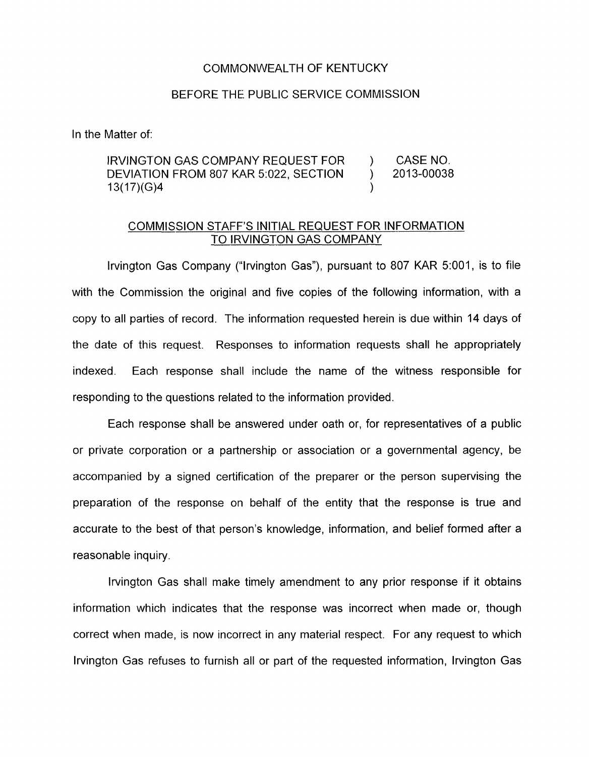COMMONWEALTH OF KENTUCKY

BEFORE THE PUBLIC SERVICE COMMISSION

In the Matter of:

| IRVINGTON GAS COMPANY REQUEST FOR DEVIATION FROM 807 KAR 5:022, SECTION 13(17)(G)4 | ) ) ) | CASE NO. 2013-00038 |
|---|---|---|

COMMISSION STAFF'S INITIAL REQUEST FOR INFORMATION TO IRVINGTON GAS COMPANY

Irvington Gas Company ("Irvington Gas"), pursuant to 807 KAR 5:001, is to file with the Commission the original and five copies of the following information, with a copy to all parties of record. The information requested herein is due within 14 days of the date of this request. Responses to information requests shall he appropriately indexed. Each response shall include the name of the witness responsible for responding to the questions related to the information provided.

Each response shall be answered under oath or, for representatives of a public or private corporation or a partnership or association or a governmental agency, be accompanied by a signed certification of the preparer or the person supervising the preparation of the response on behalf of the entity that the response is true and accurate to the best of that person's knowledge, information, and belief formed after a reasonable inquiry.

Irvington Gas shall make timely amendment to any prior response if it obtains information which indicates that the response was incorrect when made or, though correct when made, is now incorrect in any material respect. For any request to which Irvington Gas refuses to furnish all or part of the requested information, Irvington Gas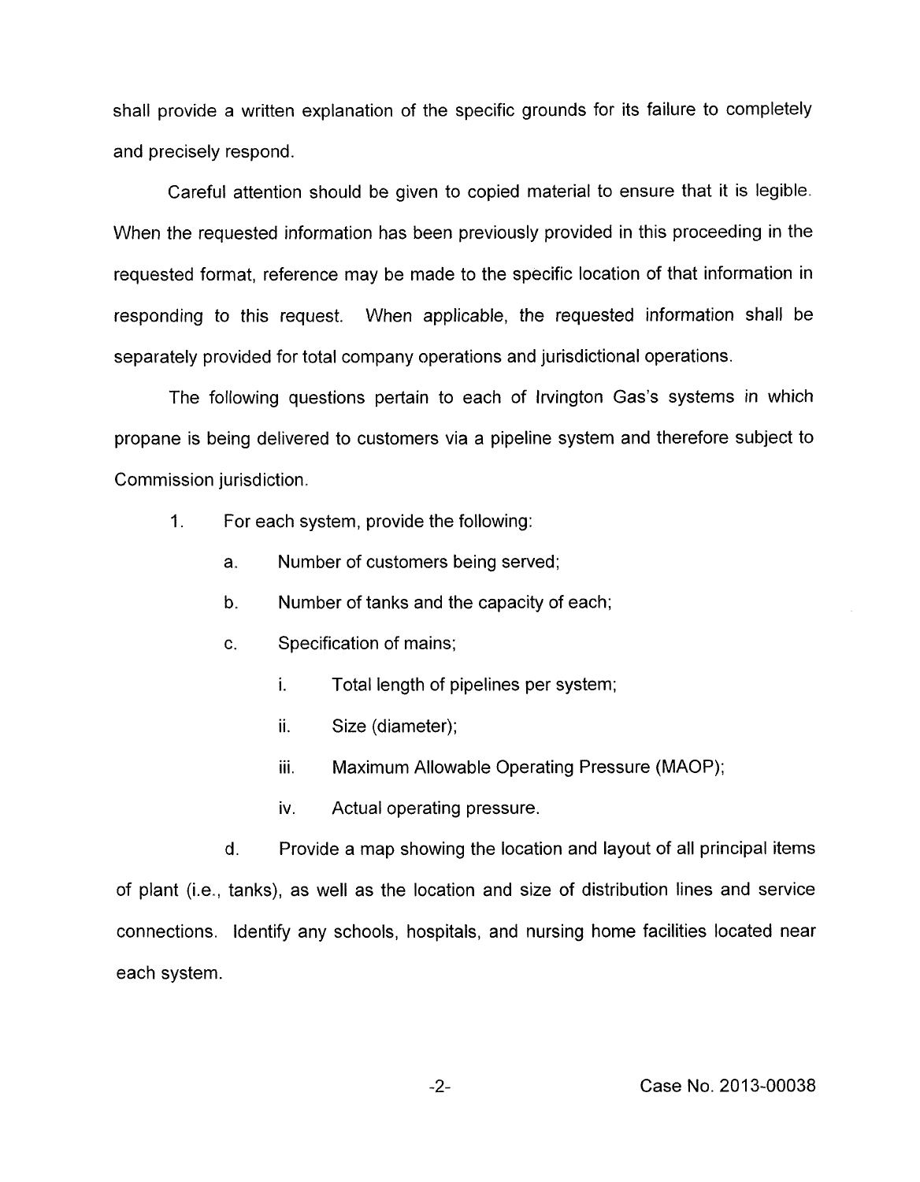shall provide a written explanation of the specific grounds for its failure to completely and precisely respond.

Careful attention should be given to copied material to ensure that it is legible. When the requested information has been previously provided in this proceeding in the requested format, reference may be made to the specific location of that information in responding to this request. When applicable, the requested information shall be separately provided for total company operations and jurisdictional operations.

The following questions pertain to each of Irvington Gas's systems in which propane is being delivered to customers via a pipeline system and therefore subject to Commission jurisdiction.

1. For each system, provide the following:

   a. Number of customers being served;

   b. Number of tanks and the capacity of each;

   c. Specification of mains;

      i. Total length of pipelines per system;

      ii. Size (diameter);

      iii. Maximum Allowable Operating Pressure (MAOP);

      iv. Actual operating pressure.

   d. Provide a map showing the location and layout of all principal items of plant (i.e., tanks), as well as the location and size of distribution lines and service connections. Identify any schools, hospitals, and nursing home facilities located near each system.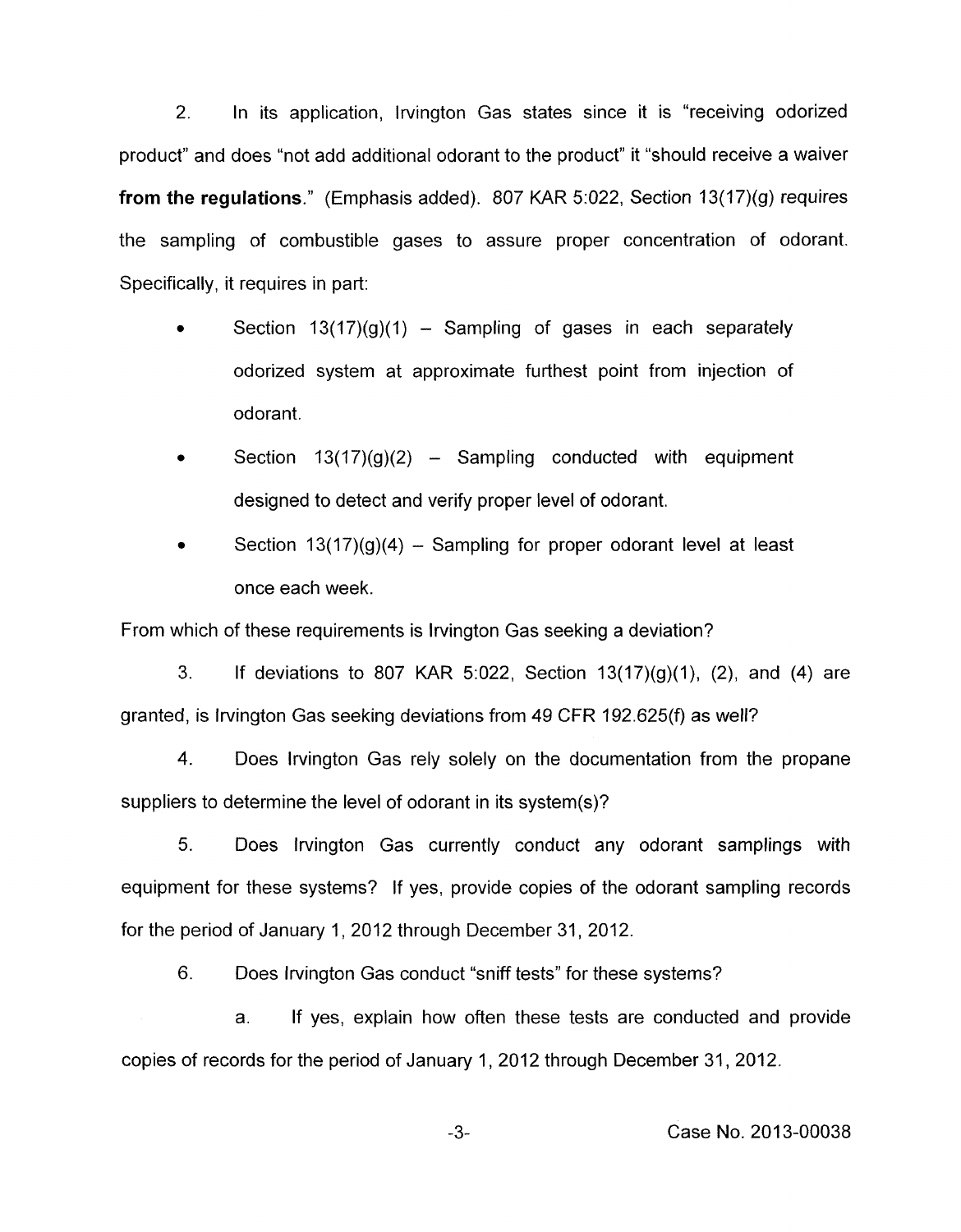2. In its application, Irvington Gas states since it is "receiving odorized product" and does "not add additional odorant to the product" it "should receive a waiver **from the regulations**." (Emphasis added). 807 KAR 5:022, Section 13(17)(g) requires the sampling of combustible gases to assure proper concentration of odorant. Specifically, it requires in part:

- Section 13(17)(g)(1) – Sampling of gases in each separately odorized system at approximate furthest point from injection of odorant.
- Section 13(17)(g)(2) – Sampling conducted with equipment designed to detect and verify proper level of odorant.
- Section 13(17)(g)(4) – Sampling for proper odorant level at least once each week.

From which of these requirements is Irvington Gas seeking a deviation?

3. If deviations to 807 KAR 5:022, Section 13(17)(g)(1), (2), and (4) are granted, is Irvington Gas seeking deviations from 49 CFR 192.625(f) as well?

4. Does Irvington Gas rely solely on the documentation from the propane suppliers to determine the level of odorant in its system(s)?

5. Does Irvington Gas currently conduct any odorant samplings with equipment for these systems? If yes, provide copies of the odorant sampling records for the period of January 1, 2012 through December 31, 2012.

6. Does Irvington Gas conduct "sniff tests" for these systems?

   a. If yes, explain how often these tests are conducted and provide copies of records for the period of January 1, 2012 through December 31, 2012.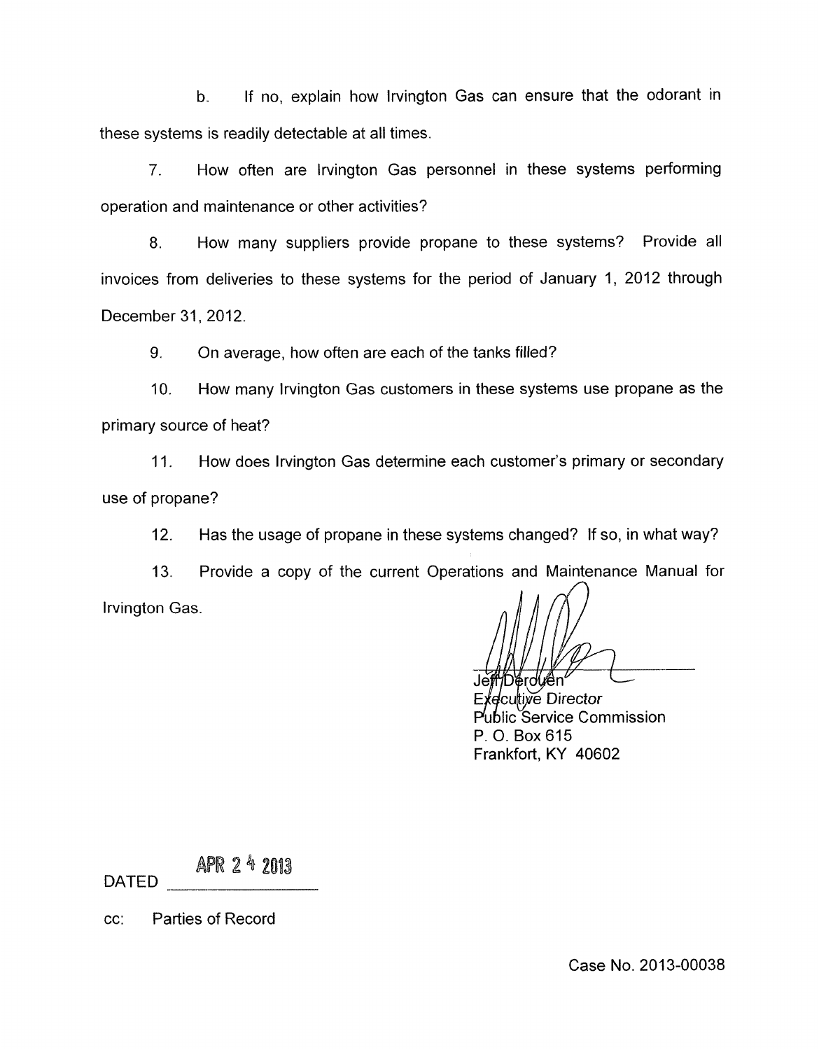b. If no, explain how Irvington Gas can ensure that the odorant in these systems is readily detectable at all times.

7. How often are Irvington Gas personnel in these systems performing operation and maintenance or other activities?

8. How many suppliers provide propane to these systems? Provide all invoices from deliveries to these systems for the period of January 1, 2012 through December 31, 2012.

9. On average, how often are each of the tanks filled?

10. How many Irvington Gas customers in these systems use propane as the primary source of heat?

11. How does Irvington Gas determine each customer's primary or secondary use of propane?

12. Has the usage of propane in these systems changed? If so, in what way?

13. Provide a copy of the current Operations and Maintenance Manual for Irvington Gas.

Jeff Derouen
Executive Director
Public Service Commission
P. O. Box 615
Frankfort, KY 40602

DATED APR 24 2013

cc: Parties of Record

Case No. 2013-00038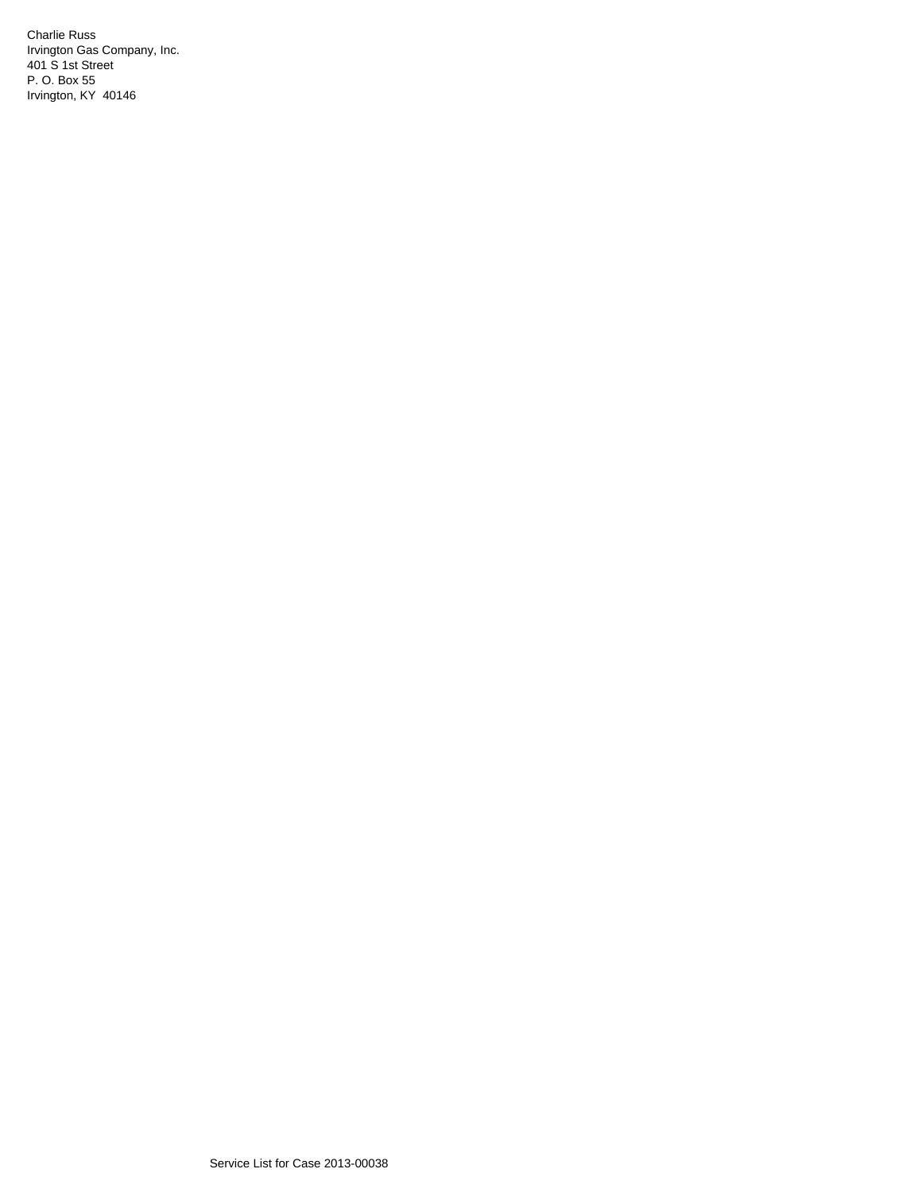Charlie Russ
Irvington Gas Company, Inc.
401 S 1st Street
P. O. Box 55
Irvington, KY  40146

Service List for Case 2013-00038